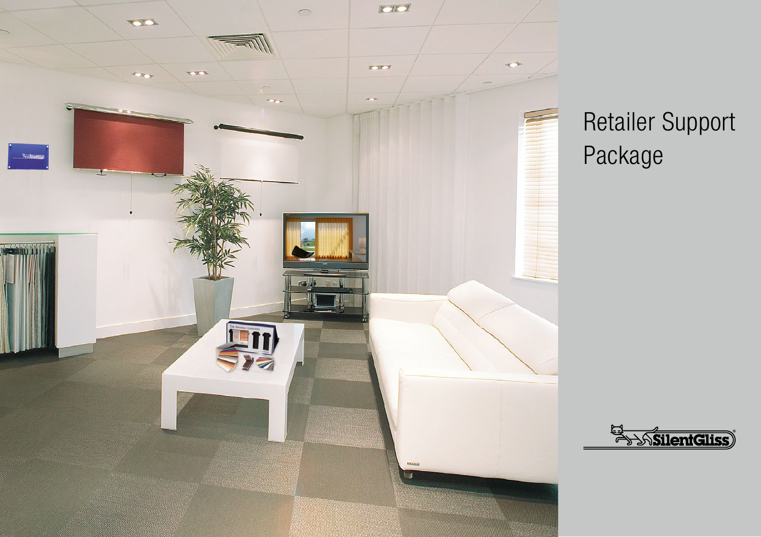# Retailer Support Package

SilentGliss®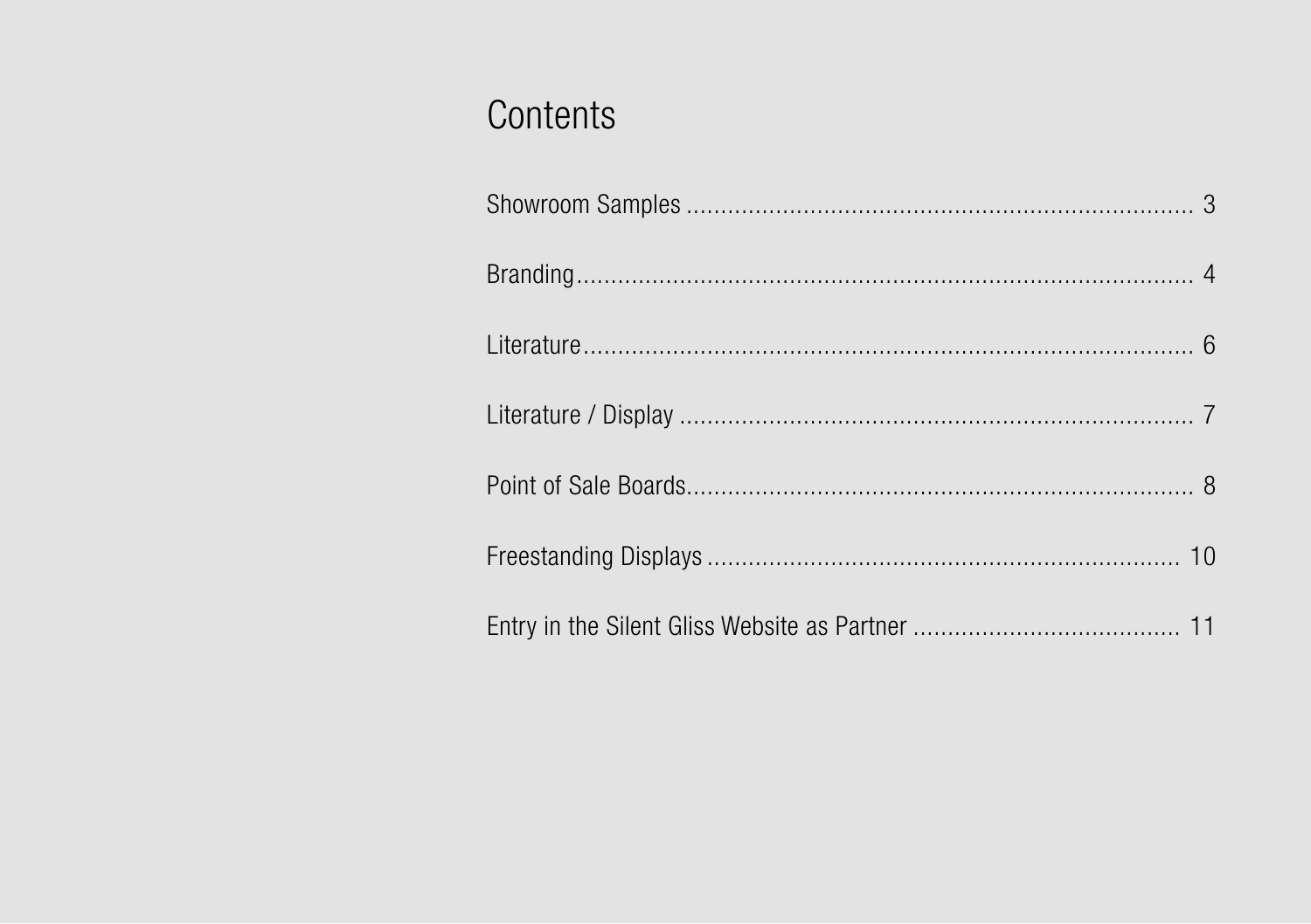# Contents

Showroom Samples ........................................................................ 3

Branding........................................................................................ 4

Literature....................................................................................... 6

Literature / Display ...................................................................... 7

Point of Sale Boards...................................................................... 8

Freestanding Displays ................................................................. 10

Entry in the Silent Gliss Website as Partner ................................. 11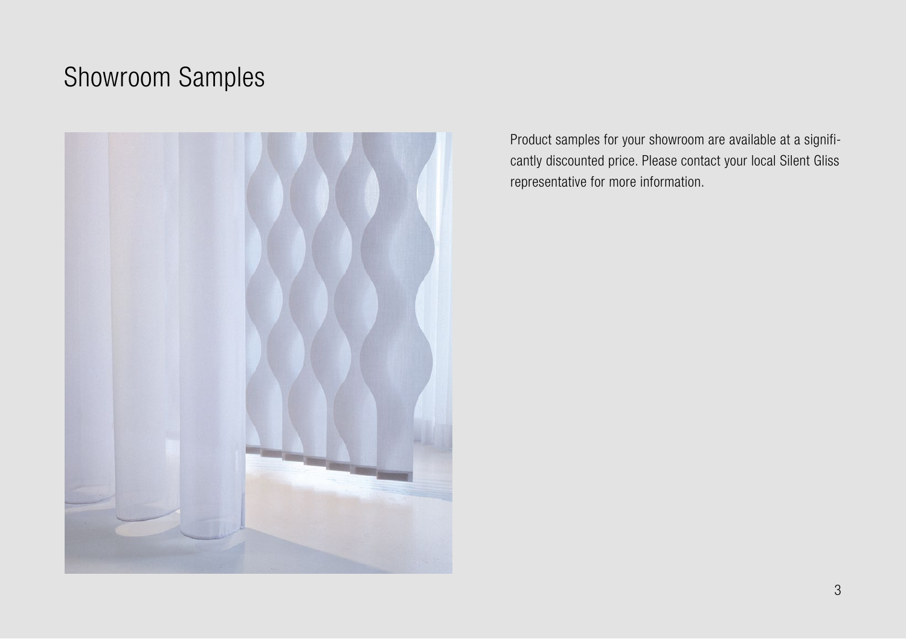# Showroom Samples

Product samples for your showroom are available at a significantly discounted price. Please contact your local Silent Gliss representative for more information.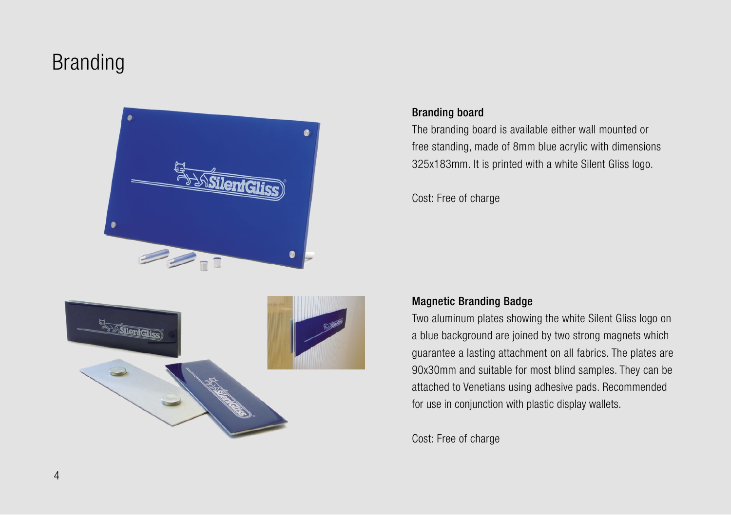# Branding

### Branding board

The branding board is available either wall mounted or free standing, made of 8mm blue acrylic with dimensions 325x183mm. It is printed with a white Silent Gliss logo.

Cost: Free of charge

### Magnetic Branding Badge

Two aluminum plates showing the white Silent Gliss logo on a blue background are joined by two strong magnets which guarantee a lasting attachment on all fabrics. The plates are 90x30mm and suitable for most blind samples. They can be attached to Venetians using adhesive pads. Recommended for use in conjunction with plastic display wallets.

Cost: Free of charge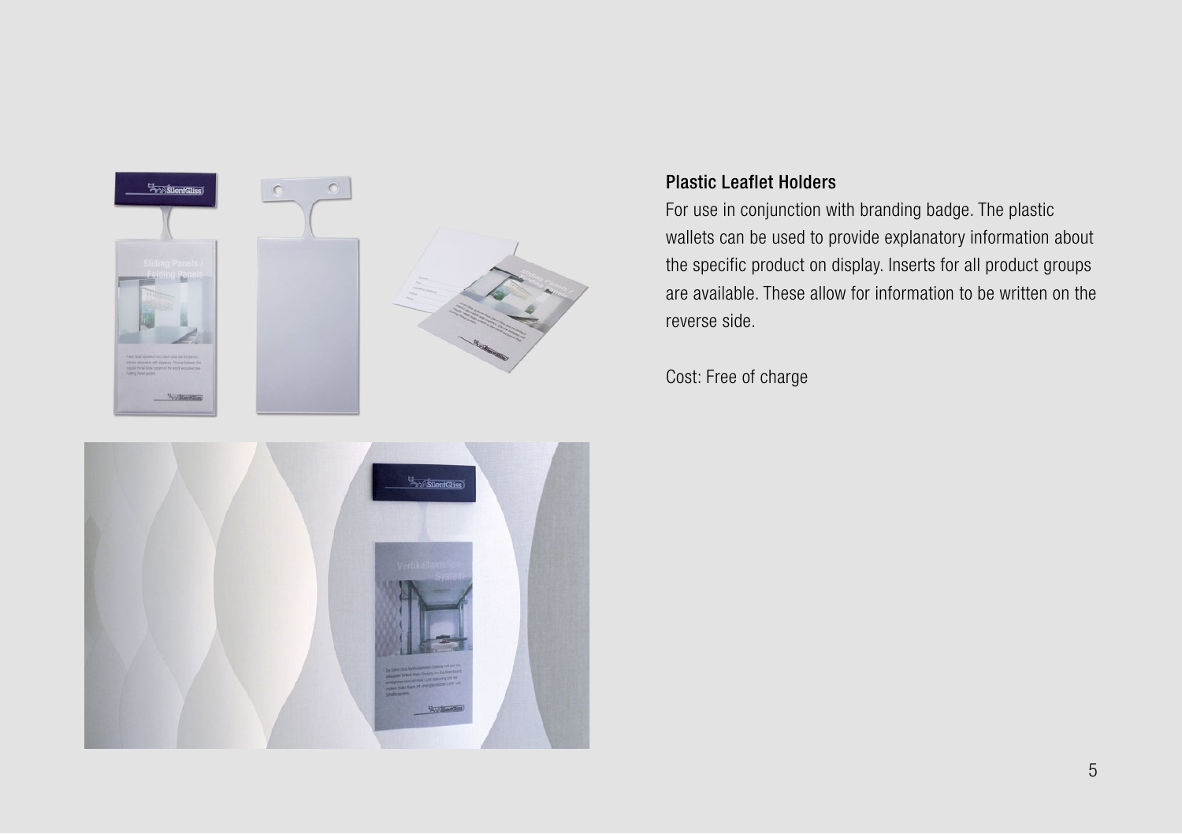## Plastic Leaflet Holders

For use in conjunction with branding badge. The plastic wallets can be used to provide explanatory information about the specific product on display. Inserts for all product groups are available. These allow for information to be written on the reverse side.

Cost: Free of charge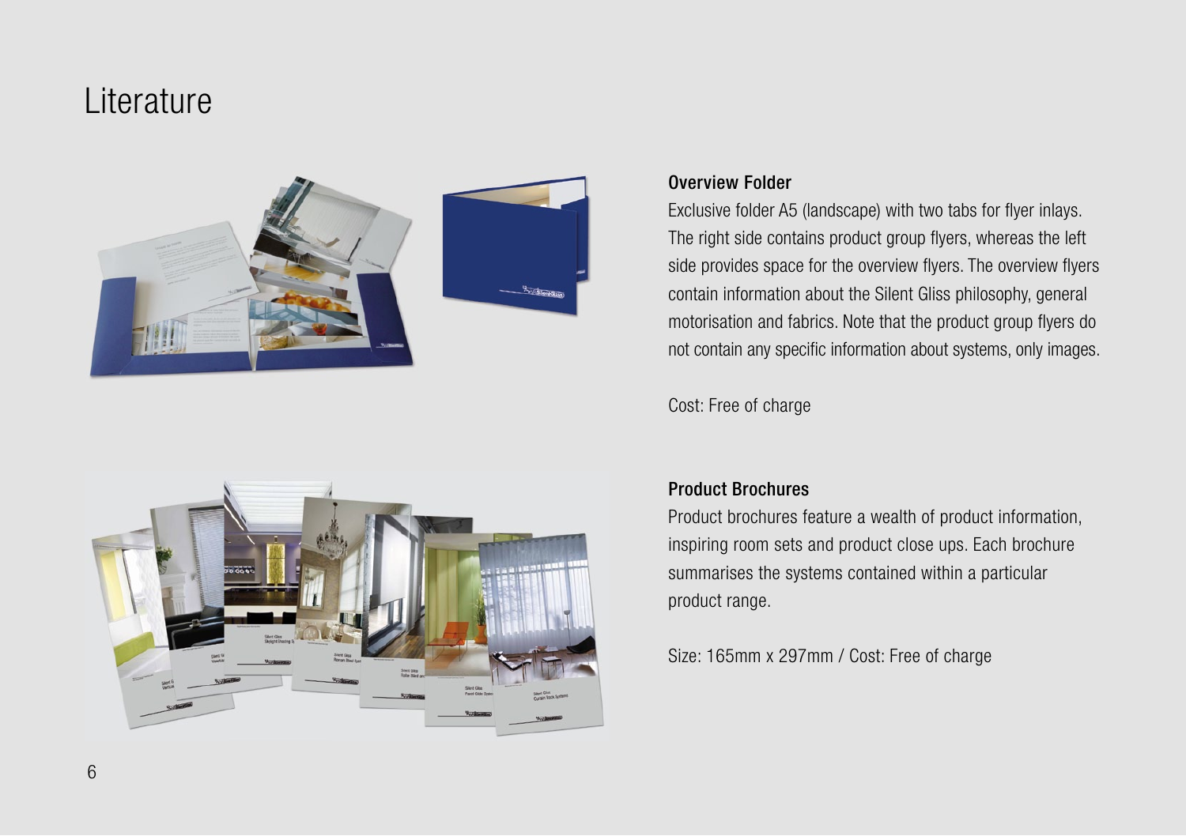# Literature

### Overview Folder

Exclusive folder A5 (landscape) with two tabs for flyer inlays. The right side contains product group flyers, whereas the left side provides space for the overview flyers. The overview flyers contain information about the Silent Gliss philosophy, general motorisation and fabrics. Note that the product group flyers do not contain any specific information about systems, only images.

Cost: Free of charge

### Product Brochures

Product brochures feature a wealth of product information, inspiring room sets and product close ups. Each brochure summarises the systems contained within a particular product range.

Size: 165mm x 297mm / Cost: Free of charge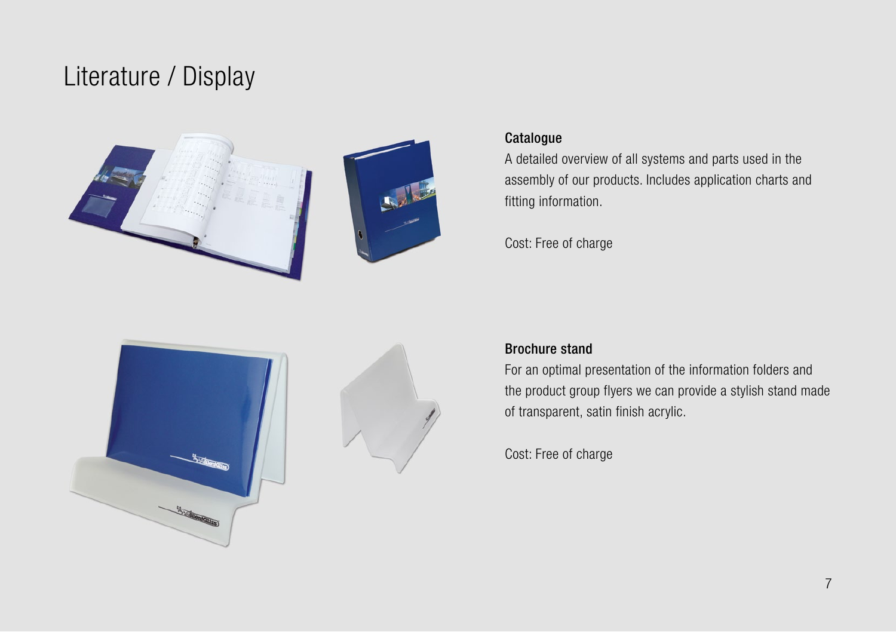# Literature / Display

### Catalogue

A detailed overview of all systems and parts used in the assembly of our products. Includes application charts and fitting information.

Cost: Free of charge

### Brochure stand

For an optimal presentation of the information folders and the product group flyers we can provide a stylish stand made of transparent, satin finish acrylic.

Cost: Free of charge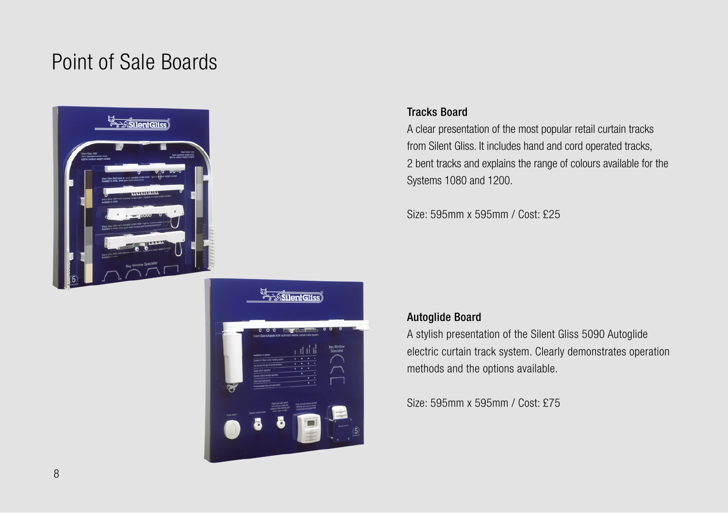# Point of Sale Boards

## Tracks Board

A clear presentation of the most popular retail curtain tracks from Silent Gliss. It includes hand and cord operated tracks, 2 bent tracks and explains the range of colours available for the Systems 1080 and 1200.

Size: 595mm x 595mm / Cost: £25

## Autoglide Board

A stylish presentation of the Silent Gliss 5090 Autoglide electric curtain track system. Clearly demonstrates operation methods and the options available.

Size: 595mm x 595mm / Cost: £75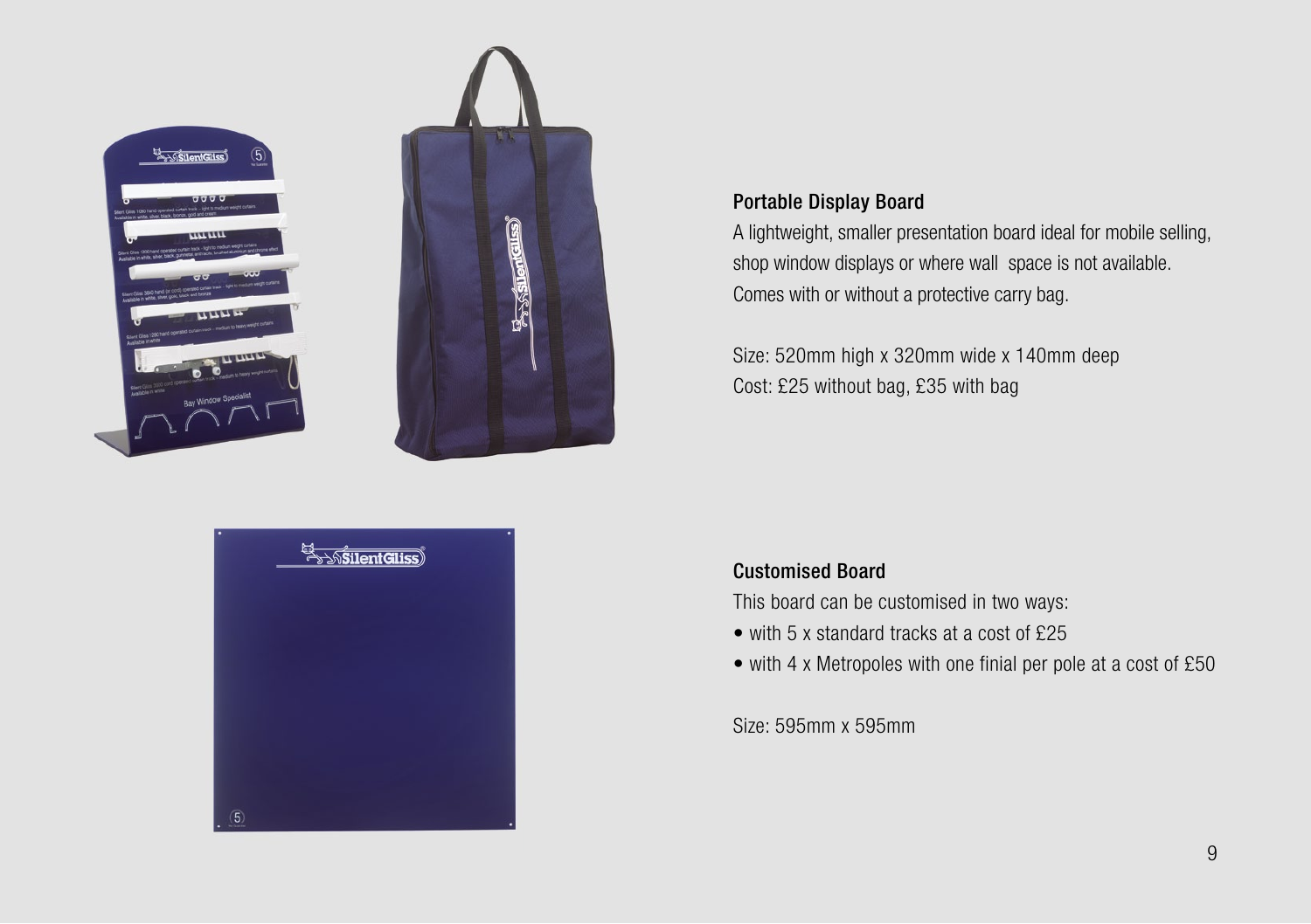### Portable Display Board

A lightweight, smaller presentation board ideal for mobile selling, shop window displays or where wall space is not available. Comes with or without a protective carry bag.

Size: 520mm high x 320mm wide x 140mm deep
Cost: £25 without bag, £35 with bag

### Customised Board

This board can be customised in two ways:

- with 5 x standard tracks at a cost of £25
- with 4 x Metropoles with one finial per pole at a cost of £50

Size: 595mm x 595mm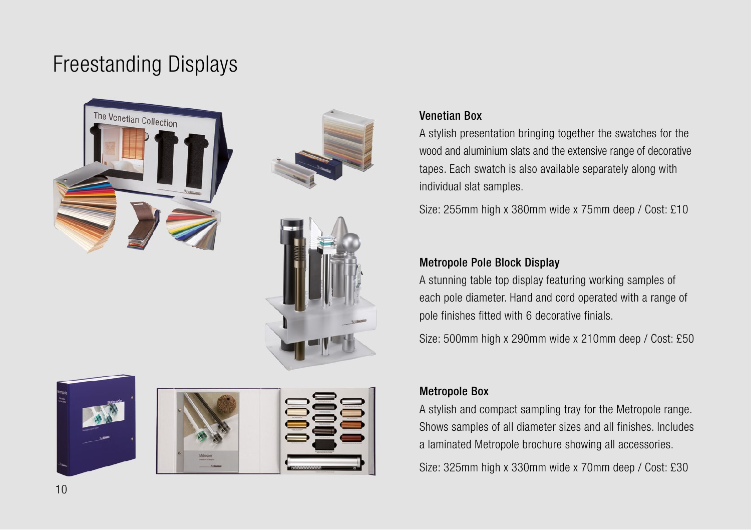# Freestanding Displays

### Venetian Box

A stylish presentation bringing together the swatches for the wood and aluminium slats and the extensive range of decorative tapes. Each swatch is also available separately along with individual slat samples.

Size: 255mm high x 380mm wide x 75mm deep / Cost: £10

### Metropole Pole Block Display

A stunning table top display featuring working samples of each pole diameter. Hand and cord operated with a range of pole finishes fitted with 6 decorative finials.

Size: 500mm high x 290mm wide x 210mm deep / Cost: £50

### Metropole Box

A stylish and compact sampling tray for the Metropole range. Shows samples of all diameter sizes and all finishes. Includes a laminated Metropole brochure showing all accessories.

Size: 325mm high x 330mm wide x 70mm deep / Cost: £30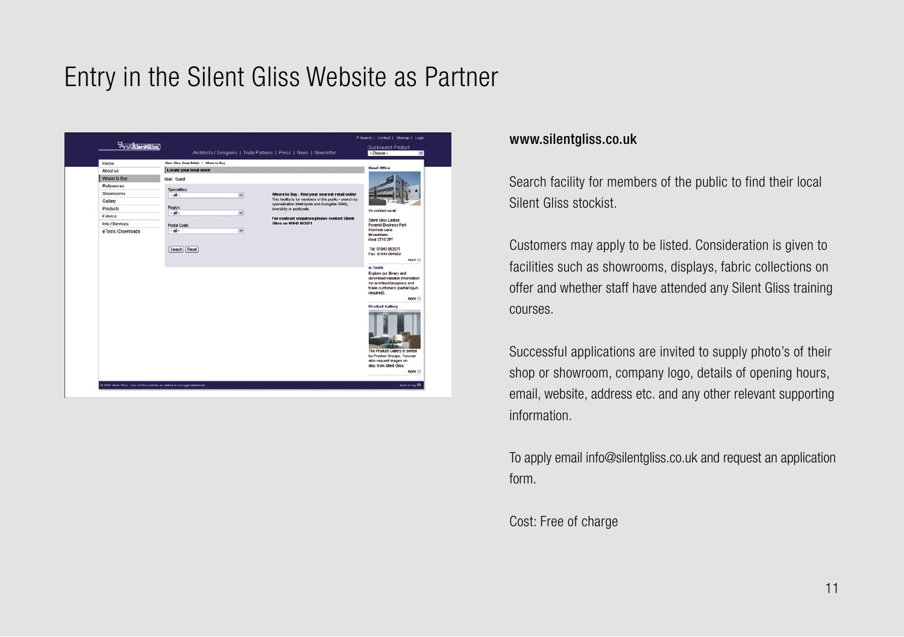# Entry in the Silent Gliss Website as Partner

**www.silentgliss.co.uk**

Search facility for members of the public to find their local Silent Gliss stockist.

Customers may apply to be listed. Consideration is given to facilities such as showrooms, displays, fabric collections on offer and whether staff have attended any Silent Gliss training courses.

Successful applications are invited to supply photo's of their shop or showroom, company logo, details of opening hours, email, website, address etc. and any other relevant supporting information.

To apply email info@silentgliss.co.uk and request an application form.

Cost: Free of charge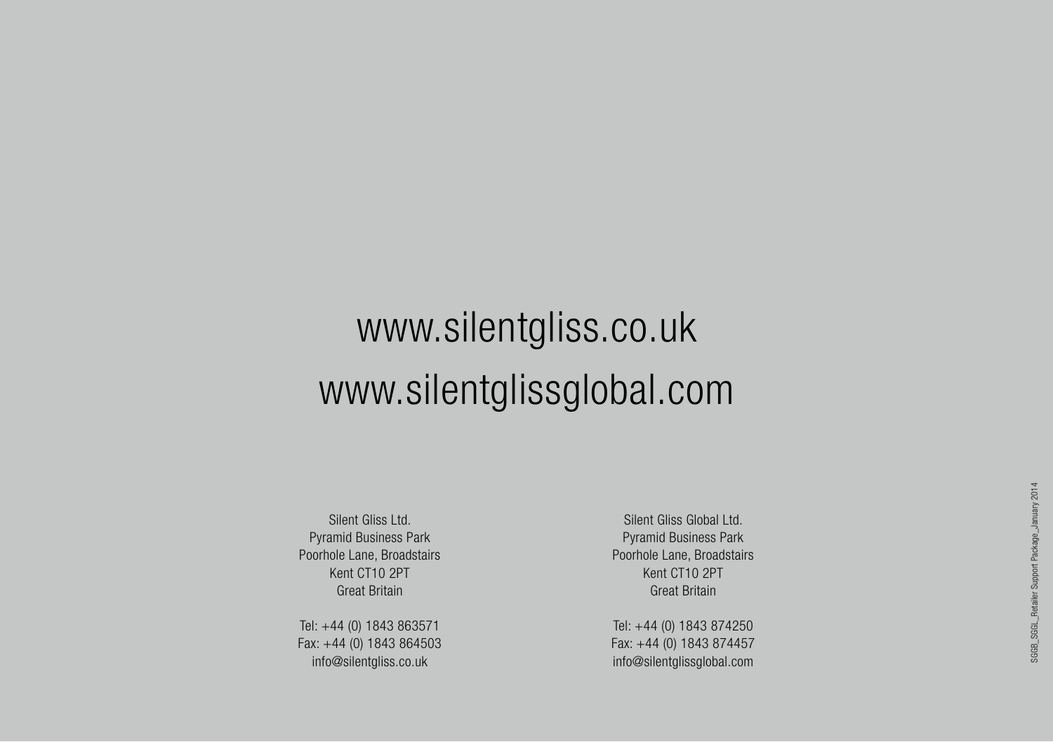www.silentgliss.co.uk
www.silentglissglobal.com

Silent Gliss Ltd.
Pyramid Business Park
Poorhole Lane, Broadstairs
Kent CT10 2PT
Great Britain

Tel: +44 (0) 1843 863571
Fax: +44 (0) 1843 864503
info@silentgliss.co.uk

Silent Gliss Global Ltd.
Pyramid Business Park
Poorhole Lane, Broadstairs
Kent CT10 2PT
Great Britain

Tel: +44 (0) 1843 874250
Fax: +44 (0) 1843 874457
info@silentglissglobal.com

SGGB_SGGL_Retailer Support Package_January 2014